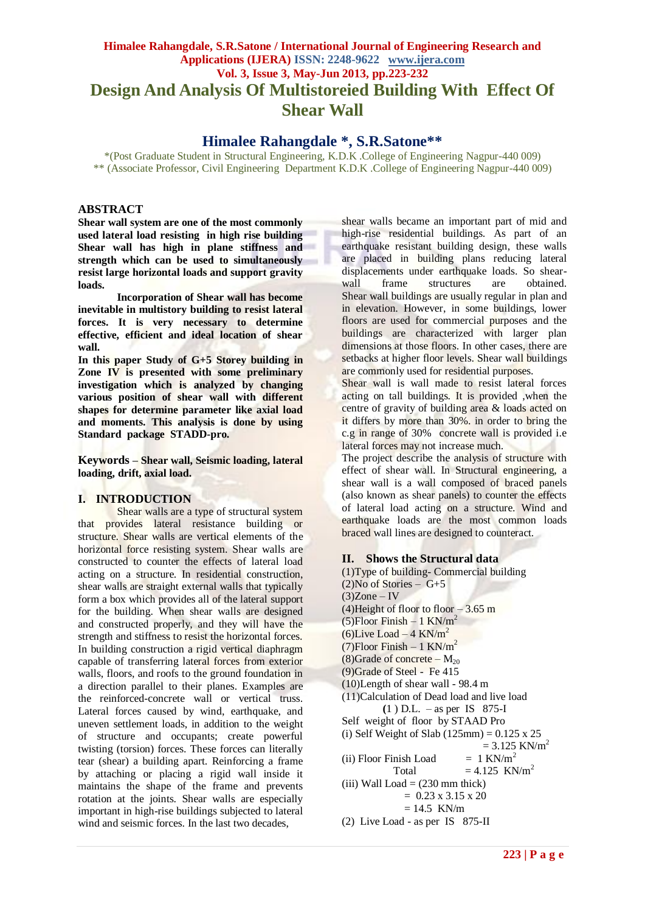# Design And Analysis Of Multistoreied Building With Effect Of Shear Wall

## Himalee Rahangdale *, S.R.Satone**

*(Post Graduate Student in Structural Engineering, K.D.K .College of Engineering Nagpur-440 009)
** (Associate Professor, Civil Engineering Department K.D.K .College of Engineering Nagpur-440 009)

## ABSTRACT

**Shear wall system are one of the most commonly used lateral load resisting in high rise building Shear wall has high in plane stiffness and strength which can be used to simultaneously resist large horizontal loads and support gravity loads.**

**Incorporation of Shear wall has become inevitable in multistory building to resist lateral forces. It is very necessary to determine effective, efficient and ideal location of shear wall.**

**In this paper Study of G+5 Storey building in Zone IV is presented with some preliminary investigation which is analyzed by changing various position of shear wall with different shapes for determine parameter like axial load and moments. This analysis is done by using Standard package STADD-pro.**

**Keywords – Shear wall, Seismic loading, lateral loading, drift, axial load.**

## I. INTRODUCTION

Shear walls are a type of structural system that provides lateral resistance building or structure. Shear walls are vertical elements of the horizontal force resisting system. Shear walls are constructed to counter the effects of lateral load acting on a structure. In residential construction, shear walls are straight external walls that typically form a box which provides all of the lateral support for the building. When shear walls are designed and constructed properly, and they will have the strength and stiffness to resist the horizontal forces. In building construction a rigid vertical diaphragm capable of transferring lateral forces from exterior walls, floors, and roofs to the ground foundation in a direction parallel to their planes. Examples are the reinforced-concrete wall or vertical truss. Lateral forces caused by wind, earthquake, and uneven settlement loads, in addition to the weight of structure and occupants; create powerful twisting (torsion) forces. These forces can literally tear (shear) a building apart. Reinforcing a frame by attaching or placing a rigid wall inside it maintains the shape of the frame and prevents rotation at the joints. Shear walls are especially important in high-rise buildings subjected to lateral wind and seismic forces. In the last two decades, shear walls became an important part of mid and high-rise residential buildings. As part of an earthquake resistant building design, these walls are placed in building plans reducing lateral displacements under earthquake loads. So shear-wall frame structures are obtained. Shear wall buildings are usually regular in plan and in elevation. However, in some buildings, lower floors are used for commercial purposes and the buildings are characterized with larger plan dimensions at those floors. In other cases, there are setbacks at higher floor levels. Shear wall buildings are commonly used for residential purposes.

Shear wall is wall made to resist lateral forces acting on tall buildings. It is provided ,when the centre of gravity of building area & loads acted on it differs by more than 30%. in order to bring the c.g in range of 30% concrete wall is provided i.e lateral forces may not increase much.

The project describe the analysis of structure with effect of shear wall. In Structural engineering, a shear wall is a wall composed of braced panels (also known as shear panels) to counter the effects of lateral load acting on a structure. Wind and earthquake loads are the most common loads braced wall lines are designed to counteract.

## II. Shows the Structural data

(1)Type of building- Commercial building
(2)No of Stories – G+5
(3)Zone – IV
(4)Height of floor to floor – 3.65 m
(5)Floor Finish – 1 KN/m$^2$
(6)Live Load – 4 KN/m$^2$
(7)Floor Finish – 1 KN/m$^2$
(8)Grade of concrete – $M_{20}$
(9)Grade of Steel - Fe 415
(10)Length of shear wall - 98.4 m
(11)Calculation of Dead load and live load

**(**1 ) D.L. – as per IS 875-I

Self weight of floor by STAAD Pro

(i) Self Weight of Slab (125mm) = 0.125 x 25 = 3.125 KN/m$^2$

(ii) Floor Finish Load = 1 KN/m$^2$

Total = 4.125 KN/m$^2$

(iii) Wall Load = (230 mm thick)
= 0.23 x 3.15 x 20
= 14.5 KN/m

(2) Live Load - as per IS 875-II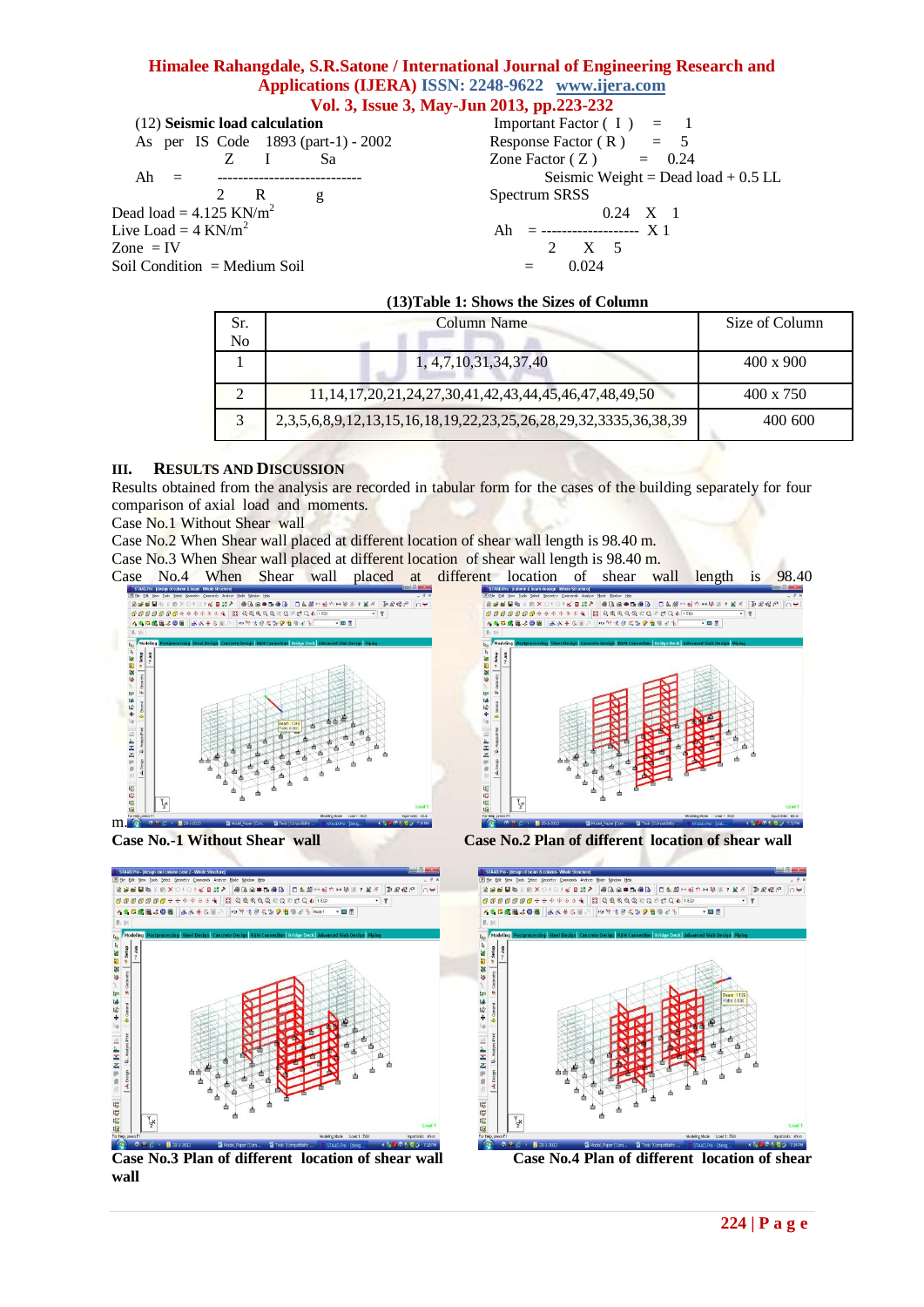(12) **Seismic load calculation**

As per IS Code 1893 (part-1) - 2002

$$A_h = \frac{Z \quad I \quad S_a}{2 \quad R \quad g}$$

Dead load = 4.125 KN/m$^2$

Live Load = 4 KN/m$^2$

Zone = IV

Soil Condition = Medium Soil

Important Factor ( I ) = 1

Response Factor ( R ) = 5

Zone Factor ( Z ) = 0.24

Seismic Weight = Dead load + 0.5 LL

Spectrum SRSS

$$A_h = \frac{0.24 \times 1}{2 \times 5} \times 1$$

$$= 0.024$$

**(13)Table 1: Shows the Sizes of Column**

| Sr. No | Column Name | Size of Column |
|---|---|---|
| 1 | 1, 4,7,10,31,34,37,40 | 400 x 900 |
| 2 | 11,14,17,20,21,24,27,30,41,42,43,44,45,46,47,48,49,50 | 400 x 750 |
| 3 | 2,3,5,6,8,9,12,13,15,16,18,19,22,23,25,26,28,29,32,3335,36,38,39 | 400 600 |

## III. RESULTS AND DISCUSSION

Results obtained from the analysis are recorded in tabular form for the cases of the building separately for four comparison of axial load and moments.

Case No.1 Without Shear wall

Case No.2 When Shear wall placed at different location of shear wall length is 98.40 m.

Case No.3 When Shear wall placed at different location of shear wall length is 98.40 m.

Case No.4 When Shear wall placed at different location of shear wall length is 98.40 m.

**Case No.-1 Without Shear wall**

**Case No.2 Plan of different location of shear wall**

**Case No.3 Plan of different location of shear wall**

**Case No.4 Plan of different location of shear wall**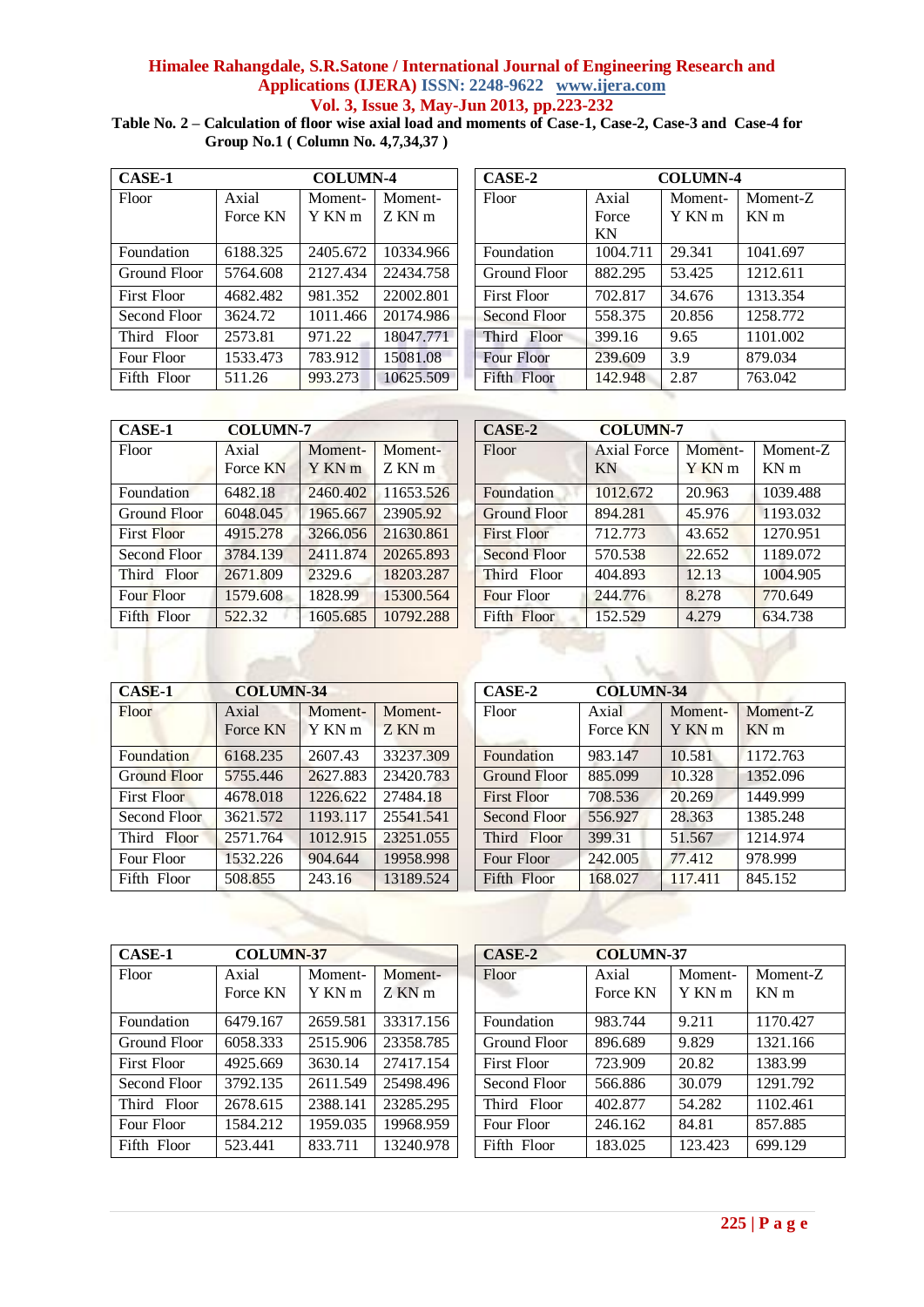**Table No. 2 – Calculation of floor wise axial load and moments of Case-1, Case-2, Case-3 and Case-4 for Group No.1 ( Column No. 4,7,34,37 )**

| CASE-1 | COLUMN-4 | | |
|---|---|---|---|
| Floor | Axial Force KN | Moment-Y KN m | Moment-Z KN m |
| Foundation | 6188.325 | 2405.672 | 10334.966 |
| Ground Floor | 5764.608 | 2127.434 | 22434.758 |
| First Floor | 4682.482 | 981.352 | 22002.801 |
| Second Floor | 3624.72 | 1011.466 | 20174.986 |
| Third Floor | 2573.81 | 971.22 | 18047.771 |
| Four Floor | 1533.473 | 783.912 | 15081.08 |
| Fifth Floor | 511.26 | 993.273 | 10625.509 |

| CASE-2 | COLUMN-4 | | |
|---|---|---|---|
| Floor | Axial Force KN | Moment-Y KN m | Moment-Z KN m |
| Foundation | 1004.711 | 29.341 | 1041.697 |
| Ground Floor | 882.295 | 53.425 | 1212.611 |
| First Floor | 702.817 | 34.676 | 1313.354 |
| Second Floor | 558.375 | 20.856 | 1258.772 |
| Third Floor | 399.16 | 9.65 | 1101.002 |
| Four Floor | 239.609 | 3.9 | 879.034 |
| Fifth Floor | 142.948 | 2.87 | 763.042 |

| CASE-1 | COLUMN-7 | | |
|---|---|---|---|
| Floor | Axial Force KN | Moment-Y KN m | Moment-Z KN m |
| Foundation | 6482.18 | 2460.402 | 11653.526 |
| Ground Floor | 6048.045 | 1965.667 | 23905.92 |
| First Floor | 4915.278 | 3266.056 | 21630.861 |
| Second Floor | 3784.139 | 2411.874 | 20265.893 |
| Third Floor | 2671.809 | 2329.6 | 18203.287 |
| Four Floor | 1579.608 | 1828.99 | 15300.564 |
| Fifth Floor | 522.32 | 1605.685 | 10792.288 |

| CASE-2 | COLUMN-7 | | |
|---|---|---|---|
| Floor | Axial Force KN | Moment-Y KN m | Moment-Z KN m |
| Foundation | 1012.672 | 20.963 | 1039.488 |
| Ground Floor | 894.281 | 45.976 | 1193.032 |
| First Floor | 712.773 | 43.652 | 1270.951 |
| Second Floor | 570.538 | 22.652 | 1189.072 |
| Third Floor | 404.893 | 12.13 | 1004.905 |
| Four Floor | 244.776 | 8.278 | 770.649 |
| Fifth Floor | 152.529 | 4.279 | 634.738 |

| CASE-1 | COLUMN-34 | | |
|---|---|---|---|
| Floor | Axial Force KN | Moment-Y KN m | Moment-Z KN m |
| Foundation | 6168.235 | 2607.43 | 33237.309 |
| Ground Floor | 5755.446 | 2627.883 | 23420.783 |
| First Floor | 4678.018 | 1226.622 | 27484.18 |
| Second Floor | 3621.572 | 1193.117 | 25541.541 |
| Third Floor | 2571.764 | 1012.915 | 23251.055 |
| Four Floor | 1532.226 | 904.644 | 19958.998 |
| Fifth Floor | 508.855 | 243.16 | 13189.524 |

| CASE-2 | COLUMN-34 | | |
|---|---|---|---|
| Floor | Axial Force KN | Moment-Y KN m | Moment-Z KN m |
| Foundation | 983.147 | 10.581 | 1172.763 |
| Ground Floor | 885.099 | 10.328 | 1352.096 |
| First Floor | 708.536 | 20.269 | 1449.999 |
| Second Floor | 556.927 | 28.363 | 1385.248 |
| Third Floor | 399.31 | 51.567 | 1214.974 |
| Four Floor | 242.005 | 77.412 | 978.999 |
| Fifth Floor | 168.027 | 117.411 | 845.152 |

| CASE-1 | COLUMN-37 | | |
|---|---|---|---|
| Floor | Axial Force KN | Moment-Y KN m | Moment-Z KN m |
| Foundation | 6479.167 | 2659.581 | 33317.156 |
| Ground Floor | 6058.333 | 2515.906 | 23358.785 |
| First Floor | 4925.669 | 3630.14 | 27417.154 |
| Second Floor | 3792.135 | 2611.549 | 25498.496 |
| Third Floor | 2678.615 | 2388.141 | 23285.295 |
| Four Floor | 1584.212 | 1959.035 | 19968.959 |
| Fifth Floor | 523.441 | 833.711 | 13240.978 |

| CASE-2 | COLUMN-37 | | |
|---|---|---|---|
| Floor | Axial Force KN | Moment-Y KN m | Moment-Z KN m |
| Foundation | 983.744 | 9.211 | 1170.427 |
| Ground Floor | 896.689 | 9.829 | 1321.166 |
| First Floor | 723.909 | 20.82 | 1383.99 |
| Second Floor | 566.886 | 30.079 | 1291.792 |
| Third Floor | 402.877 | 54.282 | 1102.461 |
| Four Floor | 246.162 | 84.81 | 857.885 |
| Fifth Floor | 183.025 | 123.423 | 699.129 |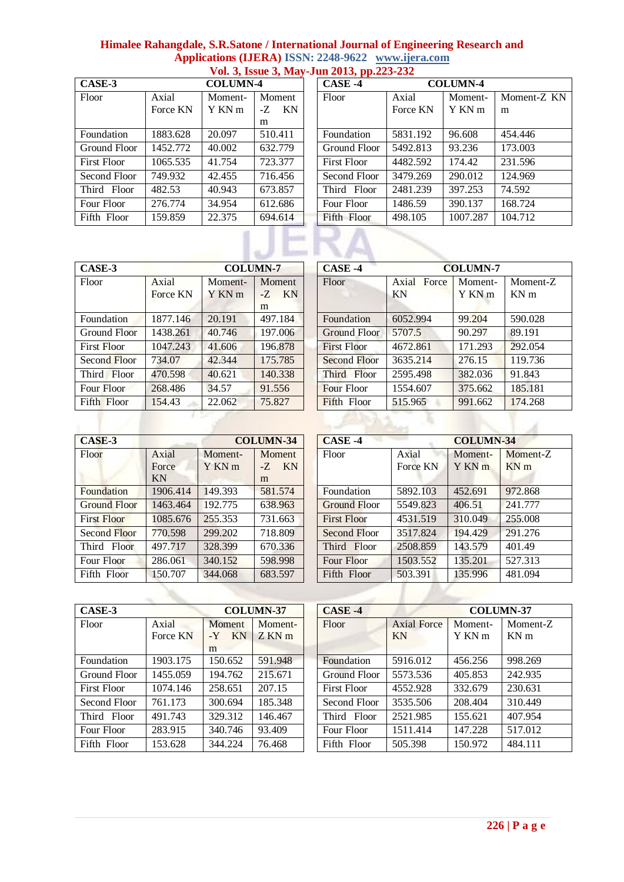| CASE-3 | COLUMN-4 | | |
|---|---|---|---|
| Floor | Axial Force KN | Moment-Y KN m | Moment -Z KN m |
| Foundation | 1883.628 | 20.097 | 510.411 |
| Ground Floor | 1452.772 | 40.002 | 632.779 |
| First Floor | 1065.535 | 41.754 | 723.377 |
| Second Floor | 749.932 | 42.455 | 716.456 |
| Third Floor | 482.53 | 40.943 | 673.857 |
| Four Floor | 276.774 | 34.954 | 612.686 |
| Fifth Floor | 159.859 | 22.375 | 694.614 |

| CASE -4 | COLUMN-4 | | |
|---|---|---|---|
| Floor | Axial Force KN | Moment-Y KN m | Moment-Z KN m |
| Foundation | 5831.192 | 96.608 | 454.446 |
| Ground Floor | 5492.813 | 93.236 | 173.003 |
| First Floor | 4482.592 | 174.42 | 231.596 |
| Second Floor | 3479.269 | 290.012 | 124.969 |
| Third Floor | 2481.239 | 397.253 | 74.592 |
| Four Floor | 1486.59 | 390.137 | 168.724 |
| Fifth Floor | 498.105 | 1007.287 | 104.712 |

| CASE-3 | COLUMN-7 | | |
|---|---|---|---|
| Floor | Axial Force KN | Moment-Y KN m | Moment -Z KN m |
| Foundation | 1877.146 | 20.191 | 497.184 |
| Ground Floor | 1438.261 | 40.746 | 197.006 |
| First Floor | 1047.243 | 41.606 | 196.878 |
| Second Floor | 734.07 | 42.344 | 175.785 |
| Third Floor | 470.598 | 40.621 | 140.338 |
| Four Floor | 268.486 | 34.57 | 91.556 |
| Fifth Floor | 154.43 | 22.062 | 75.827 |

| CASE -4 | COLUMN-7 | | |
|---|---|---|---|
| Floor | Axial Force KN | Moment-Y KN m | Moment-Z KN m |
| Foundation | 6052.994 | 99.204 | 590.028 |
| Ground Floor | 5707.5 | 90.297 | 89.191 |
| First Floor | 4672.861 | 171.293 | 292.054 |
| Second Floor | 3635.214 | 276.15 | 119.736 |
| Third Floor | 2595.498 | 382.036 | 91.843 |
| Four Floor | 1554.607 | 375.662 | 185.181 |
| Fifth Floor | 515.965 | 991.662 | 174.268 |

| CASE-3 | COLUMN-34 | | |
|---|---|---|---|
| Floor | Axial Force KN | Moment-Y KN m | Moment -Z KN m |
| Foundation | 1906.414 | 149.393 | 581.574 |
| Ground Floor | 1463.464 | 192.775 | 638.963 |
| First Floor | 1085.676 | 255.353 | 731.663 |
| Second Floor | 770.598 | 299.202 | 718.809 |
| Third Floor | 497.717 | 328.399 | 670.336 |
| Four Floor | 286.061 | 340.152 | 598.998 |
| Fifth Floor | 150.707 | 344.068 | 683.597 |

| CASE -4 | COLUMN-34 | | |
|---|---|---|---|
| Floor | Axial Force KN | Moment-Y KN m | Moment-Z KN m |
| Foundation | 5892.103 | 452.691 | 972.868 |
| Ground Floor | 5549.823 | 406.51 | 241.777 |
| First Floor | 4531.519 | 310.049 | 255.008 |
| Second Floor | 3517.824 | 194.429 | 291.276 |
| Third Floor | 2508.859 | 143.579 | 401.49 |
| Four Floor | 1503.552 | 135.201 | 527.313 |
| Fifth Floor | 503.391 | 135.996 | 481.094 |

| CASE-3 | COLUMN-37 | | |
|---|---|---|---|
| Floor | Axial Force KN | Moment -Y KN m | Moment-Z KN m |
| Foundation | 1903.175 | 150.652 | 591.948 |
| Ground Floor | 1455.059 | 194.762 | 215.671 |
| First Floor | 1074.146 | 258.651 | 207.15 |
| Second Floor | 761.173 | 300.694 | 185.348 |
| Third Floor | 491.743 | 329.312 | 146.467 |
| Four Floor | 283.915 | 340.746 | 93.409 |
| Fifth Floor | 153.628 | 344.224 | 76.468 |

| CASE -4 | COLUMN-37 | | |
|---|---|---|---|
| Floor | Axial Force KN | Moment-Y KN m | Moment-Z KN m |
| Foundation | 5916.012 | 456.256 | 998.269 |
| Ground Floor | 5573.536 | 405.853 | 242.935 |
| First Floor | 4552.928 | 332.679 | 230.631 |
| Second Floor | 3535.506 | 208.404 | 310.449 |
| Third Floor | 2521.985 | 155.621 | 407.954 |
| Four Floor | 1511.414 | 147.228 | 517.012 |
| Fifth Floor | 505.398 | 150.972 | 484.111 |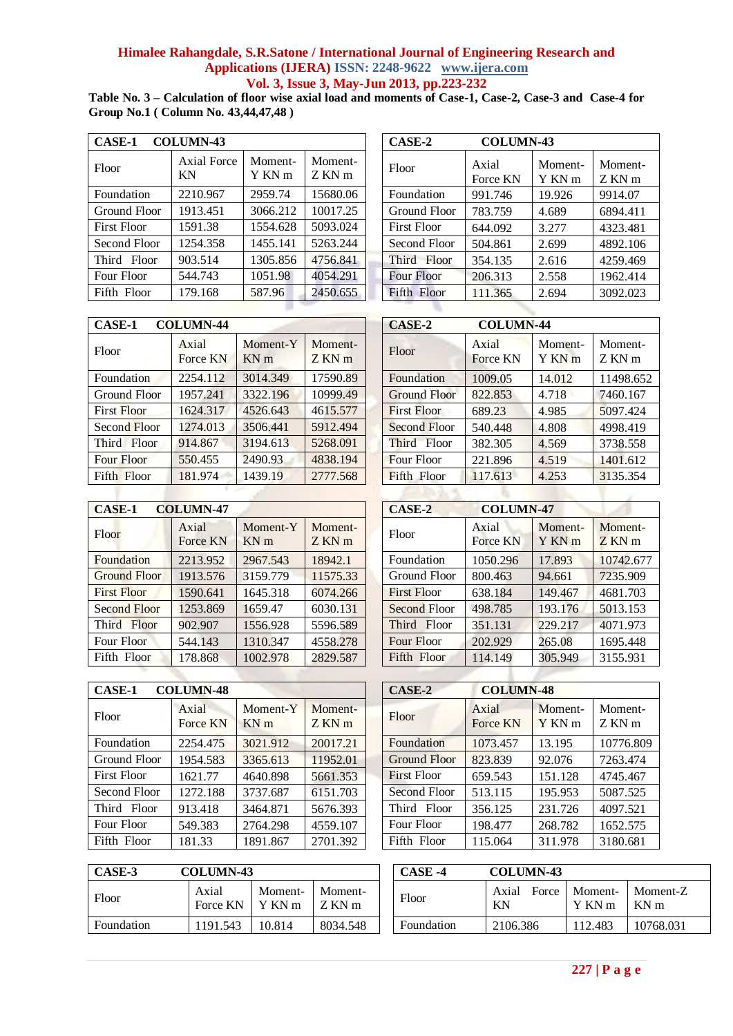**Table No. 3 – Calculation of floor wise axial load and moments of Case-1, Case-2, Case-3 and Case-4 for Group No.1 ( Column No. 43,44,47,48 )**

| CASE-1 COLUMN-43 | | | |
|---|---|---|---|
| Floor | Axial Force KN | Moment-Y KN m | Moment-Z KN m |
| Foundation | 2210.967 | 2959.74 | 15680.06 |
| Ground Floor | 1913.451 | 3066.212 | 10017.25 |
| First Floor | 1591.38 | 1554.628 | 5093.024 |
| Second Floor | 1254.358 | 1455.141 | 5263.244 |
| Third Floor | 903.514 | 1305.856 | 4756.841 |
| Four Floor | 544.743 | 1051.98 | 4054.291 |
| Fifth Floor | 179.168 | 587.96 | 2450.655 |

| CASE-2 COLUMN-43 | | | |
|---|---|---|---|
| Floor | Axial Force KN | Moment-Y KN m | Moment-Z KN m |
| Foundation | 991.746 | 19.926 | 9914.07 |
| Ground Floor | 783.759 | 4.689 | 6894.411 |
| First Floor | 644.092 | 3.277 | 4323.481 |
| Second Floor | 504.861 | 2.699 | 4892.106 |
| Third Floor | 354.135 | 2.616 | 4259.469 |
| Four Floor | 206.313 | 2.558 | 1962.414 |
| Fifth Floor | 111.365 | 2.694 | 3092.023 |

| CASE-1 COLUMN-44 | | | |
|---|---|---|---|
| Floor | Axial Force KN | Moment-Y KN m | Moment-Z KN m |
| Foundation | 2254.112 | 3014.349 | 17590.89 |
| Ground Floor | 1957.241 | 3322.196 | 10999.49 |
| First Floor | 1624.317 | 4526.643 | 4615.577 |
| Second Floor | 1274.013 | 3506.441 | 5912.494 |
| Third Floor | 914.867 | 3194.613 | 5268.091 |
| Four Floor | 550.455 | 2490.93 | 4838.194 |
| Fifth Floor | 181.974 | 1439.19 | 2777.568 |

| CASE-2 COLUMN-44 | | | |
|---|---|---|---|
| Floor | Axial Force KN | Moment-Y KN m | Moment-Z KN m |
| Foundation | 1009.05 | 14.012 | 11498.652 |
| Ground Floor | 822.853 | 4.718 | 7460.167 |
| First Floor | 689.23 | 4.985 | 5097.424 |
| Second Floor | 540.448 | 4.808 | 4998.419 |
| Third Floor | 382.305 | 4.569 | 3738.558 |
| Four Floor | 221.896 | 4.519 | 1401.612 |
| Fifth Floor | 117.613 | 4.253 | 3135.354 |

| CASE-1 COLUMN-47 | | | |
|---|---|---|---|
| Floor | Axial Force KN | Moment-Y KN m | Moment-Z KN m |
| Foundation | 2213.952 | 2967.543 | 18942.1 |
| Ground Floor | 1913.576 | 3159.779 | 11575.33 |
| First Floor | 1590.641 | 1645.318 | 6074.266 |
| Second Floor | 1253.869 | 1659.47 | 6030.131 |
| Third Floor | 902.907 | 1556.928 | 5596.589 |
| Four Floor | 544.143 | 1310.347 | 4558.278 |
| Fifth Floor | 178.868 | 1002.978 | 2829.587 |

| CASE-2 COLUMN-47 | | | |
|---|---|---|---|
| Floor | Axial Force KN | Moment-Y KN m | Moment-Z KN m |
| Foundation | 1050.296 | 17.893 | 10742.677 |
| Ground Floor | 800.463 | 94.661 | 7235.909 |
| First Floor | 638.184 | 149.467 | 4681.703 |
| Second Floor | 498.785 | 193.176 | 5013.153 |
| Third Floor | 351.131 | 229.217 | 4071.973 |
| Four Floor | 202.929 | 265.08 | 1695.448 |
| Fifth Floor | 114.149 | 305.949 | 3155.931 |

| CASE-1 COLUMN-48 | | | |
|---|---|---|---|
| Floor | Axial Force KN | Moment-Y KN m | Moment-Z KN m |
| Foundation | 2254.475 | 3021.912 | 20017.21 |
| Ground Floor | 1954.583 | 3365.613 | 11952.01 |
| First Floor | 1621.77 | 4640.898 | 5661.353 |
| Second Floor | 1272.188 | 3737.687 | 6151.703 |
| Third Floor | 913.418 | 3464.871 | 5676.393 |
| Four Floor | 549.383 | 2764.298 | 4559.107 |
| Fifth Floor | 181.33 | 1891.867 | 2701.392 |

| CASE-2 COLUMN-48 | | | |
|---|---|---|---|
| Floor | Axial Force KN | Moment-Y KN m | Moment-Z KN m |
| Foundation | 1073.457 | 13.195 | 10776.809 |
| Ground Floor | 823.839 | 92.076 | 7263.474 |
| First Floor | 659.543 | 151.128 | 4745.467 |
| Second Floor | 513.115 | 195.953 | 5087.525 |
| Third Floor | 356.125 | 231.726 | 4097.521 |
| Four Floor | 198.477 | 268.782 | 1652.575 |
| Fifth Floor | 115.064 | 311.978 | 3180.681 |

| CASE-3 COLUMN-43 | | | |
|---|---|---|---|
| Floor | Axial Force KN | Moment-Y KN m | Moment-Z KN m |
| Foundation | 1191.543 | 10.814 | 8034.548 |

| CASE -4 COLUMN-43 | | | |
|---|---|---|---|
| Floor | Axial Force KN | Moment-Y KN m | Moment-Z KN m |
| Foundation | 2106.386 | 112.483 | 10768.031 |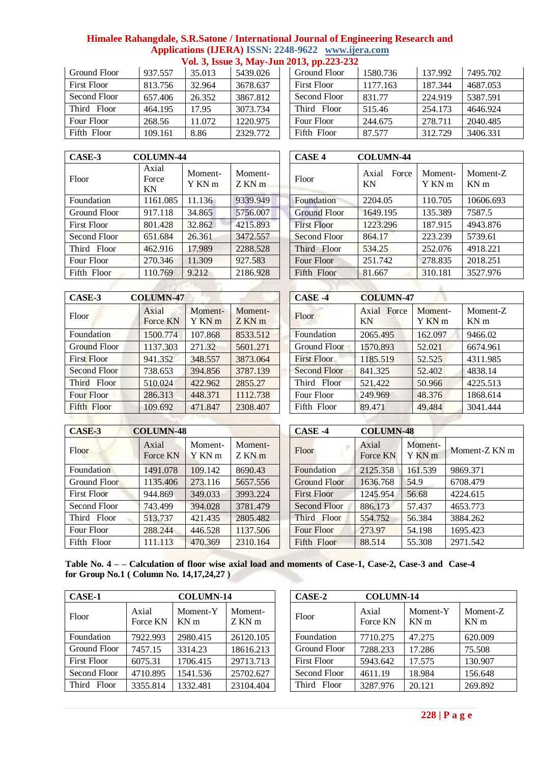| Ground Floor | 937.557 | 35.013 | 5439.026 |
|---|---|---|---|
| First Floor | 813.756 | 32.964 | 3678.637 |
| Second Floor | 657.406 | 26.352 | 3867.812 |
| Third Floor | 464.195 | 17.95 | 3073.734 |
| Four Floor | 268.56 | 11.072 | 1220.975 |
| Fifth Floor | 109.161 | 8.86 | 2329.772 |

| Ground Floor | 1580.736 | 137.992 | 7495.702 |
|---|---|---|---|
| First Floor | 1177.163 | 187.344 | 4687.053 |
| Second Floor | 831.77 | 224.919 | 5387.591 |
| Third Floor | 515.46 | 254.173 | 4646.924 |
| Four Floor | 244.675 | 278.711 | 2040.485 |
| Fifth Floor | 87.577 | 312.729 | 3406.331 |

| CASE-3 | COLUMN-44 | | |
|---|---|---|---|
| Floor | Axial Force KN | Moment-Y KN m | Moment-Z KN m |
| Foundation | 1161.085 | 11.136 | 9339.949 |
| Ground Floor | 917.118 | 34.865 | 5756.007 |
| First Floor | 801.428 | 32.862 | 4215.893 |
| Second Floor | 651.684 | 26.361 | 3472.557 |
| Third Floor | 462.916 | 17.989 | 2288.528 |
| Four Floor | 270.346 | 11.309 | 927.583 |
| Fifth Floor | 110.769 | 9.212 | 2186.928 |

| CASE 4 | COLUMN-44 | | |
|---|---|---|---|
| Floor | Axial Force KN | Moment-Y KN m | Moment-Z KN m |
| Foundation | 2204.05 | 110.705 | 10606.693 |
| Ground Floor | 1649.195 | 135.389 | 7587.5 |
| First Floor | 1223.296 | 187.915 | 4943.876 |
| Second Floor | 864.17 | 223.239 | 5739.61 |
| Third Floor | 534.25 | 252.076 | 4918.221 |
| Four Floor | 251.742 | 278.835 | 2018.251 |
| Fifth Floor | 81.667 | 310.181 | 3527.976 |

| CASE-3 | COLUMN-47 | | |
|---|---|---|---|
| Floor | Axial Force KN | Moment-Y KN m | Moment-Z KN m |
| Foundation | 1500.774 | 107.868 | 8533.512 |
| Ground Floor | 1137.303 | 271.32 | 5601.271 |
| First Floor | 941.352 | 348.557 | 3873.064 |
| Second Floor | 738.653 | 394.856 | 3787.139 |
| Third Floor | 510.024 | 422.962 | 2855.27 |
| Four Floor | 286.313 | 448.371 | 1112.738 |
| Fifth Floor | 109.692 | 471.847 | 2308.407 |

| CASE -4 | COLUMN-47 | | |
|---|---|---|---|
| Floor | Axial Force KN | Moment-Y KN m | Moment-Z KN m |
| Foundation | 2065.495 | 162.097 | 9466.02 |
| Ground Floor | 1570.893 | 52.021 | 6674.961 |
| First Floor | 1185.519 | 52.525 | 4311.985 |
| Second Floor | 841.325 | 52.402 | 4838.14 |
| Third Floor | 521.422 | 50.966 | 4225.513 |
| Four Floor | 249.969 | 48.376 | 1868.614 |
| Fifth Floor | 89.471 | 49.484 | 3041.444 |

| CASE-3 | COLUMN-48 | | |
|---|---|---|---|
| Floor | Axial Force KN | Moment-Y KN m | Moment-Z KN m |
| Foundation | 1491.078 | 109.142 | 8690.43 |
| Ground Floor | 1135.406 | 273.116 | 5657.556 |
| First Floor | 944.869 | 349.033 | 3993.224 |
| Second Floor | 743.499 | 394.028 | 3781.479 |
| Third Floor | 513.737 | 421.435 | 2805.482 |
| Four Floor | 288.244 | 446.528 | 1137.506 |
| Fifth Floor | 111.113 | 470.369 | 2310.164 |

| CASE -4 | COLUMN-48 | | |
|---|---|---|---|
| Floor | Axial Force KN | Moment-Y KN m | Moment-Z KN m |
| Foundation | 2125.358 | 161.539 | 9869.371 |
| Ground Floor | 1636.768 | 54.9 | 6708.479 |
| First Floor | 1245.954 | 56.68 | 4224.615 |
| Second Floor | 886.173 | 57.437 | 4653.773 |
| Third Floor | 554.752 | 56.384 | 3884.262 |
| Four Floor | 273.97 | 54.198 | 1695.423 |
| Fifth Floor | 88.514 | 55.308 | 2971.542 |

**Table No. 4 – – Calculation of floor wise axial load and moments of Case-1, Case-2, Case-3 and Case-4 for Group No.1 ( Column No. 14,17,24,27 )**

| CASE-1 | COLUMN-14 | | |
|---|---|---|---|
| Floor | Axial Force KN | Moment-Y KN m | Moment-Z KN m |
| Foundation | 7922.993 | 2980.415 | 26120.105 |
| Ground Floor | 7457.15 | 3314.23 | 18616.213 |
| First Floor | 6075.31 | 1706.415 | 29713.713 |
| Second Floor | 4710.895 | 1541.536 | 25702.627 |
| Third Floor | 3355.814 | 1332.481 | 23104.404 |

| CASE-2 | COLUMN-14 | | |
|---|---|---|---|
| Floor | Axial Force KN | Moment-Y KN m | Moment-Z KN m |
| Foundation | 7710.275 | 47.275 | 620.009 |
| Ground Floor | 7288.233 | 17.286 | 75.508 |
| First Floor | 5943.642 | 17.575 | 130.907 |
| Second Floor | 4611.19 | 18.984 | 156.648 |
| Third Floor | 3287.976 | 20.121 | 269.892 |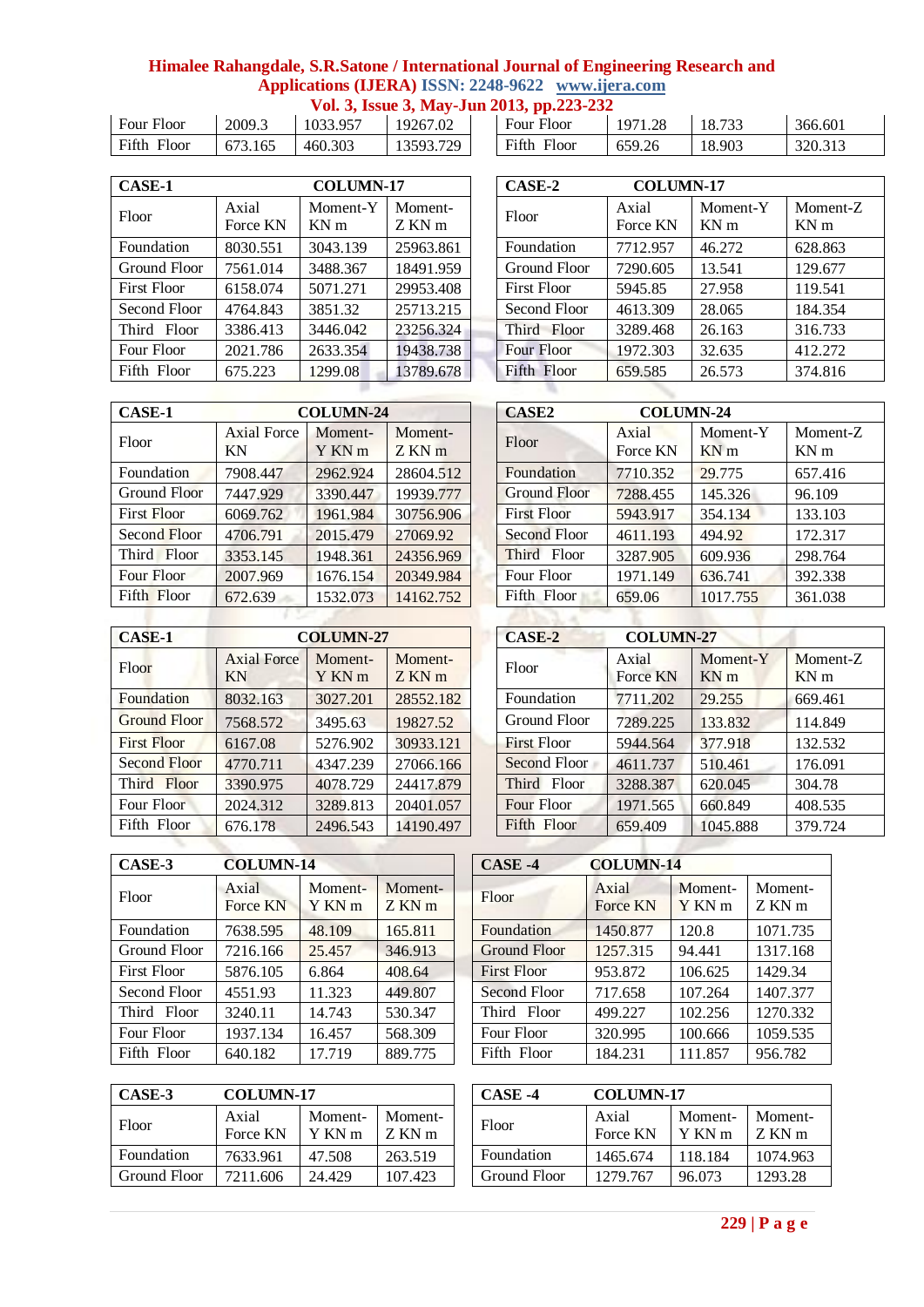| | | | |
|---|---|---|---|
| Four Floor | 2009.3 | 1033.957 | 19267.02 |
| Fifth Floor | 673.165 | 460.303 | 13593.729 |

| | | |
|---|---|---|
| Four Floor | 1971.28 | 18.733 | 366.601 |
| Fifth Floor | 659.26 | 18.903 | 320.313 |

| CASE-1 | COLUMN-17 | | |
|---|---|---|---|
| Floor | Axial Force KN | Moment-Y KN m | Moment-Z KN m |
| Foundation | 8030.551 | 3043.139 | 25963.861 |
| Ground Floor | 7561.014 | 3488.367 | 18491.959 |
| First Floor | 6158.074 | 5071.271 | 29953.408 |
| Second Floor | 4764.843 | 3851.32 | 25713.215 |
| Third Floor | 3386.413 | 3446.042 | 23256.324 |
| Four Floor | 2021.786 | 2633.354 | 19438.738 |
| Fifth Floor | 675.223 | 1299.08 | 13789.678 |

| CASE-2 | COLUMN-17 | | |
|---|---|---|---|
| Floor | Axial Force KN | Moment-Y KN m | Moment-Z KN m |
| Foundation | 7712.957 | 46.272 | 628.863 |
| Ground Floor | 7290.605 | 13.541 | 129.677 |
| First Floor | 5945.85 | 27.958 | 119.541 |
| Second Floor | 4613.309 | 28.065 | 184.354 |
| Third Floor | 3289.468 | 26.163 | 316.733 |
| Four Floor | 1972.303 | 32.635 | 412.272 |
| Fifth Floor | 659.585 | 26.573 | 374.816 |

| CASE-1 | COLUMN-24 | | |
|---|---|---|---|
| Floor | Axial Force KN | Moment-Y KN m | Moment-Z KN m |
| Foundation | 7908.447 | 2962.924 | 28604.512 |
| Ground Floor | 7447.929 | 3390.447 | 19939.777 |
| First Floor | 6069.762 | 1961.984 | 30756.906 |
| Second Floor | 4706.791 | 2015.479 | 27069.92 |
| Third Floor | 3353.145 | 1948.361 | 24356.969 |
| Four Floor | 2007.969 | 1676.154 | 20349.984 |
| Fifth Floor | 672.639 | 1532.073 | 14162.752 |

| CASE2 | COLUMN-24 | | |
|---|---|---|---|
| Floor | Axial Force KN | Moment-Y KN m | Moment-Z KN m |
| Foundation | 7710.352 | 29.775 | 657.416 |
| Ground Floor | 7288.455 | 145.326 | 96.109 |
| First Floor | 5943.917 | 354.134 | 133.103 |
| Second Floor | 4611.193 | 494.92 | 172.317 |
| Third Floor | 3287.905 | 609.936 | 298.764 |
| Four Floor | 1971.149 | 636.741 | 392.338 |
| Fifth Floor | 659.06 | 1017.755 | 361.038 |

| CASE-1 | COLUMN-27 | | |
|---|---|---|---|
| Floor | Axial Force KN | Moment-Y KN m | Moment-Z KN m |
| Foundation | 8032.163 | 3027.201 | 28552.182 |
| Ground Floor | 7568.572 | 3495.63 | 19827.52 |
| First Floor | 6167.08 | 5276.902 | 30933.121 |
| Second Floor | 4770.711 | 4347.239 | 27066.166 |
| Third Floor | 3390.975 | 4078.729 | 24417.879 |
| Four Floor | 2024.312 | 3289.813 | 20401.057 |
| Fifth Floor | 676.178 | 2496.543 | 14190.497 |

| CASE-2 | COLUMN-27 | | |
|---|---|---|---|
| Floor | Axial Force KN | Moment-Y KN m | Moment-Z KN m |
| Foundation | 7711.202 | 29.255 | 669.461 |
| Ground Floor | 7289.225 | 133.832 | 114.849 |
| First Floor | 5944.564 | 377.918 | 132.532 |
| Second Floor | 4611.737 | 510.461 | 176.091 |
| Third Floor | 3288.387 | 620.045 | 304.78 |
| Four Floor | 1971.565 | 660.849 | 408.535 |
| Fifth Floor | 659.409 | 1045.888 | 379.724 |

| CASE-3 | COLUMN-14 | | |
|---|---|---|---|
| Floor | Axial Force KN | Moment-Y KN m | Moment-Z KN m |
| Foundation | 7638.595 | 48.109 | 165.811 |
| Ground Floor | 7216.166 | 25.457 | 346.913 |
| First Floor | 5876.105 | 6.864 | 408.64 |
| Second Floor | 4551.93 | 11.323 | 449.807 |
| Third Floor | 3240.11 | 14.743 | 530.347 |
| Four Floor | 1937.134 | 16.457 | 568.309 |
| Fifth Floor | 640.182 | 17.719 | 889.775 |

| CASE -4 | COLUMN-14 | | |
|---|---|---|---|
| Floor | Axial Force KN | Moment-Y KN m | Moment-Z KN m |
| Foundation | 1450.877 | 120.8 | 1071.735 |
| Ground Floor | 1257.315 | 94.441 | 1317.168 |
| First Floor | 953.872 | 106.625 | 1429.34 |
| Second Floor | 717.658 | 107.264 | 1407.377 |
| Third Floor | 499.227 | 102.256 | 1270.332 |
| Four Floor | 320.995 | 100.666 | 1059.535 |
| Fifth Floor | 184.231 | 111.857 | 956.782 |

| CASE-3 | COLUMN-17 | | |
|---|---|---|---|
| Floor | Axial Force KN | Moment-Y KN m | Moment-Z KN m |
| Foundation | 7633.961 | 47.508 | 263.519 |
| Ground Floor | 7211.606 | 24.429 | 107.423 |

| CASE -4 | COLUMN-17 | | |
|---|---|---|---|
| Floor | Axial Force KN | Moment-Y KN m | Moment-Z KN m |
| Foundation | 1465.674 | 118.184 | 1074.963 |
| Ground Floor | 1279.767 | 96.073 | 1293.28 |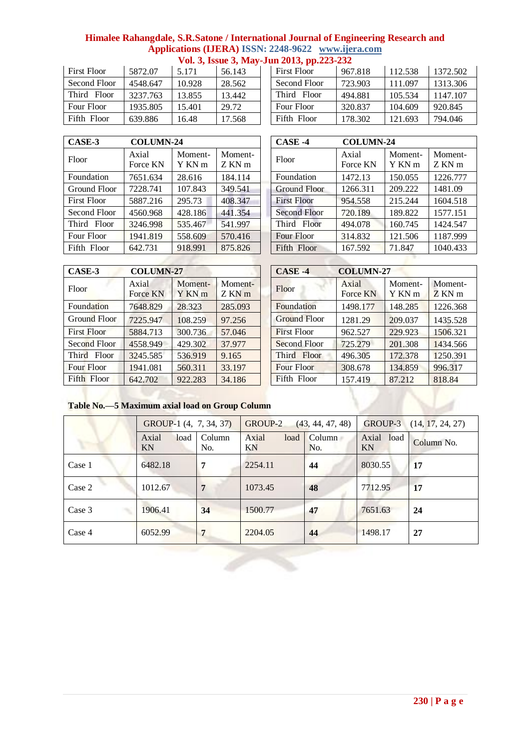| First Floor | 5872.07 | 5.171 | 56.143 |
|---|---|---|---|
| Second Floor | 4548.647 | 10.928 | 28.562 |
| Third Floor | 3237.763 | 13.855 | 13.442 |
| Four Floor | 1935.805 | 15.401 | 29.72 |
| Fifth Floor | 639.886 | 16.48 | 17.568 |

| First Floor | 967.818 | 112.538 | 1372.502 |
|---|---|---|---|
| Second Floor | 723.903 | 111.097 | 1313.306 |
| Third Floor | 494.881 | 105.534 | 1147.107 |
| Four Floor | 320.837 | 104.609 | 920.845 |
| Fifth Floor | 178.302 | 121.693 | 794.046 |

| **CASE-3** | **COLUMN-24** | | |
|---|---|---|---|
| Floor | Axial Force KN | Moment-Y KN m | Moment-Z KN m |
| Foundation | 7651.634 | 28.616 | 184.114 |
| Ground Floor | 7228.741 | 107.843 | 349.541 |
| First Floor | 5887.216 | 295.73 | 408.347 |
| Second Floor | 4560.968 | 428.186 | 441.354 |
| Third Floor | 3246.998 | 535.467 | 541.997 |
| Four Floor | 1941.819 | 558.609 | 570.416 |
| Fifth Floor | 642.731 | 918.991 | 875.826 |

| **CASE -4** | **COLUMN-24** | | |
|---|---|---|---|
| Floor | Axial Force KN | Moment-Y KN m | Moment-Z KN m |
| Foundation | 1472.13 | 150.055 | 1226.777 |
| Ground Floor | 1266.311 | 209.222 | 1481.09 |
| First Floor | 954.558 | 215.244 | 1604.518 |
| Second Floor | 720.189 | 189.822 | 1577.151 |
| Third Floor | 494.078 | 160.745 | 1424.547 |
| Four Floor | 314.832 | 121.506 | 1187.999 |
| Fifth Floor | 167.592 | 71.847 | 1040.433 |

| **CASE-3** | **COLUMN-27** | | |
|---|---|---|---|
| Floor | Axial Force KN | Moment-Y KN m | Moment-Z KN m |
| Foundation | 7648.829 | 28.323 | 285.093 |
| Ground Floor | 7225.947 | 108.259 | 97.256 |
| First Floor | 5884.713 | 300.736 | 57.046 |
| Second Floor | 4558.949 | 429.302 | 37.977 |
| Third Floor | 3245.585 | 536.919 | 9.165 |
| Four Floor | 1941.081 | 560.311 | 33.197 |
| Fifth Floor | 642.702 | 922.283 | 34.186 |

| **CASE -4** | **COLUMN-27** | | |
|---|---|---|---|
| Floor | Axial Force KN | Moment-Y KN m | Moment-Z KN m |
| Foundation | 1498.177 | 148.285 | 1226.368 |
| Ground Floor | 1281.29 | 209.037 | 1435.528 |
| First Floor | 962.527 | 229.923 | 1506.321 |
| Second Floor | 725.279 | 201.308 | 1434.566 |
| Third Floor | 496.305 | 172.378 | 1250.391 |
| Four Floor | 308.678 | 134.859 | 996.317 |
| Fifth Floor | 157.419 | 87.212 | 818.84 |

**Table No.—5 Maximum axial load on Group Column**

| | GROUP-1 (4, 7, 34, 37) | | GROUP-2 (43, 44, 47, 48) | | GROUP-3 (14, 17, 24, 27) | |
|---|---|---|---|---|---|---|
| | Axial load KN | Column No. | Axial load KN | Column No. | Axial load KN | Column No. |
| Case 1 | 6482.18 | **7** | 2254.11 | **44** | 8030.55 | **17** |
| Case 2 | 1012.67 | **7** | 1073.45 | **48** | 7712.95 | **17** |
| Case 3 | 1906.41 | **34** | 1500.77 | **47** | 7651.63 | **24** |
| Case 4 | 6052.99 | **7** | 2204.05 | **44** | 1498.17 | **27** |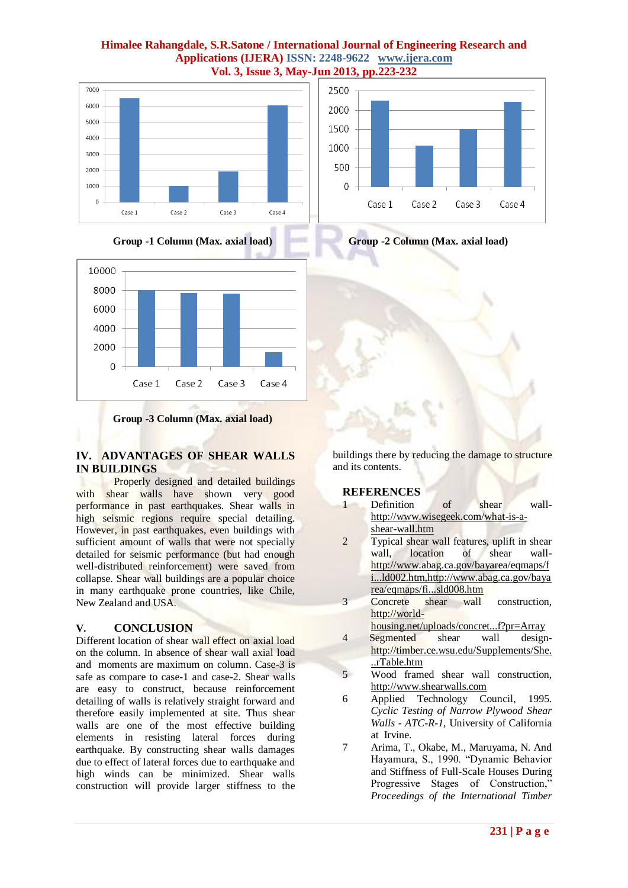Group -1 Column (Max. axial load)

Group -2 Column (Max. axial load)

Group -3 Column (Max. axial load)

## IV. ADVANTAGES OF SHEAR WALLS IN BUILDINGS

Properly designed and detailed buildings with shear walls have shown very good performance in past earthquakes. Shear walls in high seismic regions require special detailing. However, in past earthquakes, even buildings with sufficient amount of walls that were not specially detailed for seismic performance (but had enough well-distributed reinforcement) were saved from collapse. Shear wall buildings are a popular choice in many earthquake prone countries, like Chile, New Zealand and USA.

## V. CONCLUSION

Different location of shear wall effect on axial load on the column. In absence of shear wall axial load and moments are maximum on column. Case-3 is safe as compare to case-1 and case-2. Shear walls are easy to construct, because reinforcement detailing of walls is relatively straight forward and therefore easily implemented at site. Thus shear walls are one of the most effective building elements in resisting lateral forces during earthquake. By constructing shear walls damages due to effect of lateral forces due to earthquake and high winds can be minimized. Shear walls construction will provide larger stiffness to the buildings there by reducing the damage to structure and its contents.

## REFERENCES

1. Definition of shear wall- http://www.wisegeek.com/what-is-a-shear-wall.htm
2. Typical shear wall features, uplift in shear wall, location of shear wall- http://www.abag.ca.gov/bayarea/eqmaps/fi...ld002.htm,http://www.abag.ca.gov/bayarea/eqmaps/fi...sld008.htm
3. Concrete shear wall construction, http://world-housing.net/uploads/concret...f?pr=Array
4. Segmented shear wall design- http://timber.ce.wsu.edu/Supplements/She...rTable.htm
5. Wood framed shear wall construction, http://www.shearwalls.com
6. Applied Technology Council, 1995. *Cyclic Testing of Narrow Plywood Shear Walls - ATC-R-1*, University of California at Irvine.
7. Arima, T., Okabe, M., Maruyama, N. And Hayamura, S., 1990. "Dynamic Behavior and Stiffness of Full-Scale Houses During Progressive Stages of Construction," *Proceedings of the International Timber*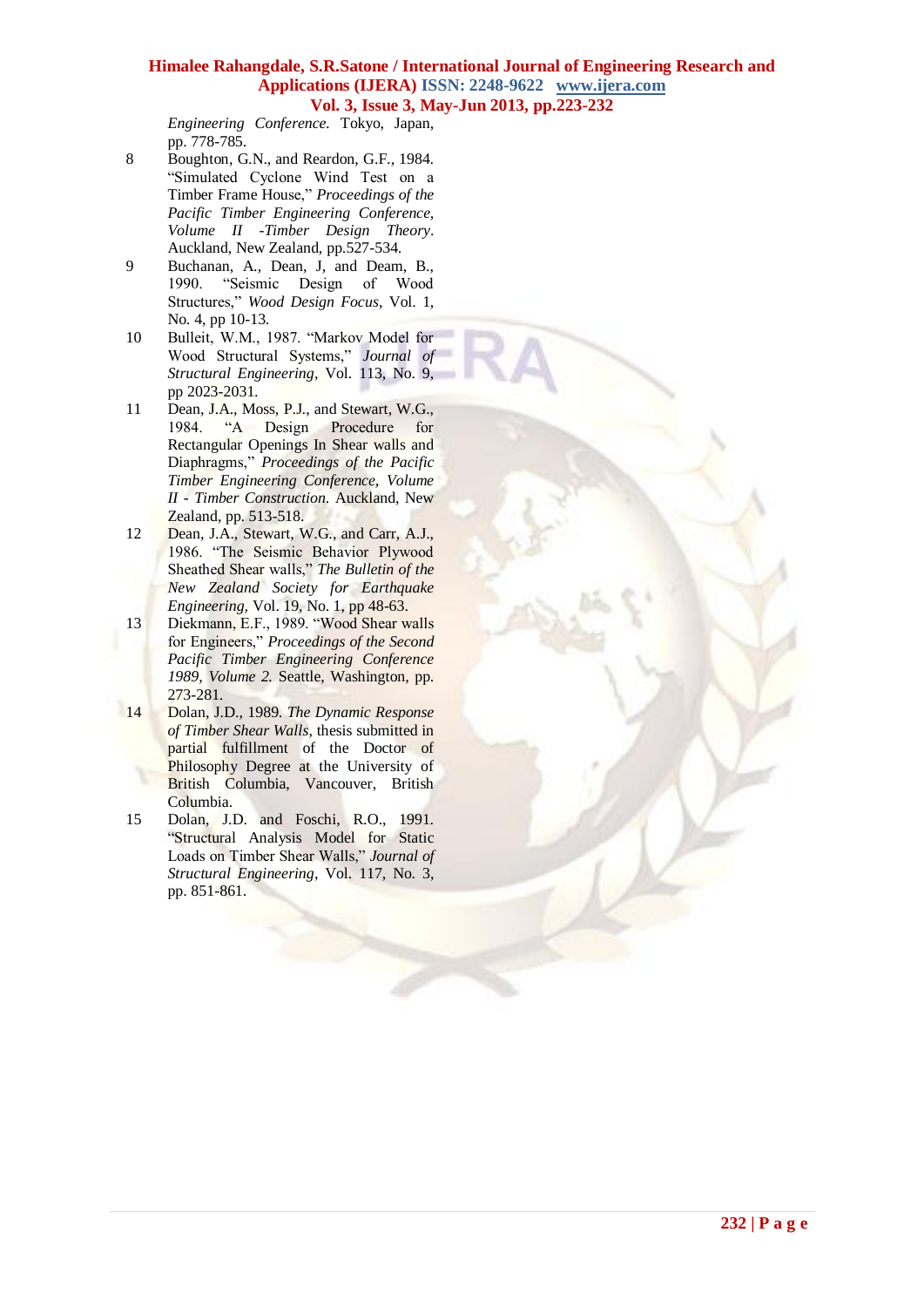*Engineering Conference*. Tokyo, Japan, pp. 778-785.

8 Boughton, G.N., and Reardon, G.F., 1984. "Simulated Cyclone Wind Test on a Timber Frame House," *Proceedings of the Pacific Timber Engineering Conference, Volume II -Timber Design Theory*. Auckland, New Zealand, pp.527-534.

9 Buchanan, A., Dean, J, and Deam, B., 1990. "Seismic Design of Wood Structures," *Wood Design Focus*, Vol. 1, No. 4, pp 10-13.

10 Bulleit, W.M., 1987. "Markov Model for Wood Structural Systems," *Journal of Structural Engineering*, Vol. 113, No. 9, pp 2023-2031.

11 Dean, J.A., Moss, P.J., and Stewart, W.G., 1984. "A Design Procedure for Rectangular Openings In Shear walls and Diaphragms," *Proceedings of the Pacific Timber Engineering Conference, Volume II - Timber Construction*. Auckland, New Zealand, pp. 513-518.

12 Dean, J.A., Stewart, W.G., and Carr, A.J., 1986. "The Seismic Behavior Plywood Sheathed Shear walls," *The Bulletin of the New Zealand Society for Earthquake Engineering*, Vol. 19, No. 1, pp 48-63.

13 Diekmann, E.F., 1989. "Wood Shear walls for Engineers," *Proceedings of the Second Pacific Timber Engineering Conference 1989, Volume 2.* Seattle, Washington, pp. 273-281.

14 Dolan, J.D., 1989. *The Dynamic Response of Timber Shear Walls*, thesis submitted in partial fulfillment of the Doctor of Philosophy Degree at the University of British Columbia, Vancouver, British Columbia.

15 Dolan, J.D. and Foschi, R.O., 1991. "Structural Analysis Model for Static Loads on Timber Shear Walls," *Journal of Structural Engineering*, Vol. 117, No. 3, pp. 851-861.